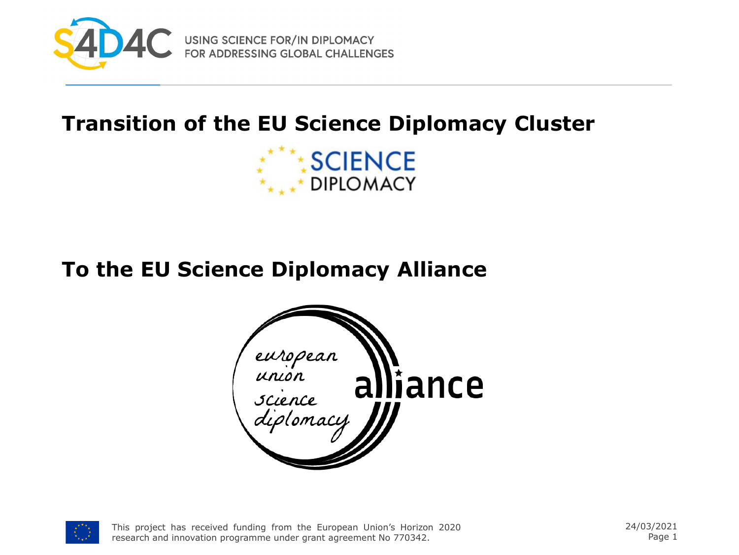# Transition of the EU Science Diplomacy Cluster

# To the EU Science Diplomacy Alliance

This project has received funding from the European Union's Horizon 2020 research and innovation programme under grant agreement No 770342.

24/03/2021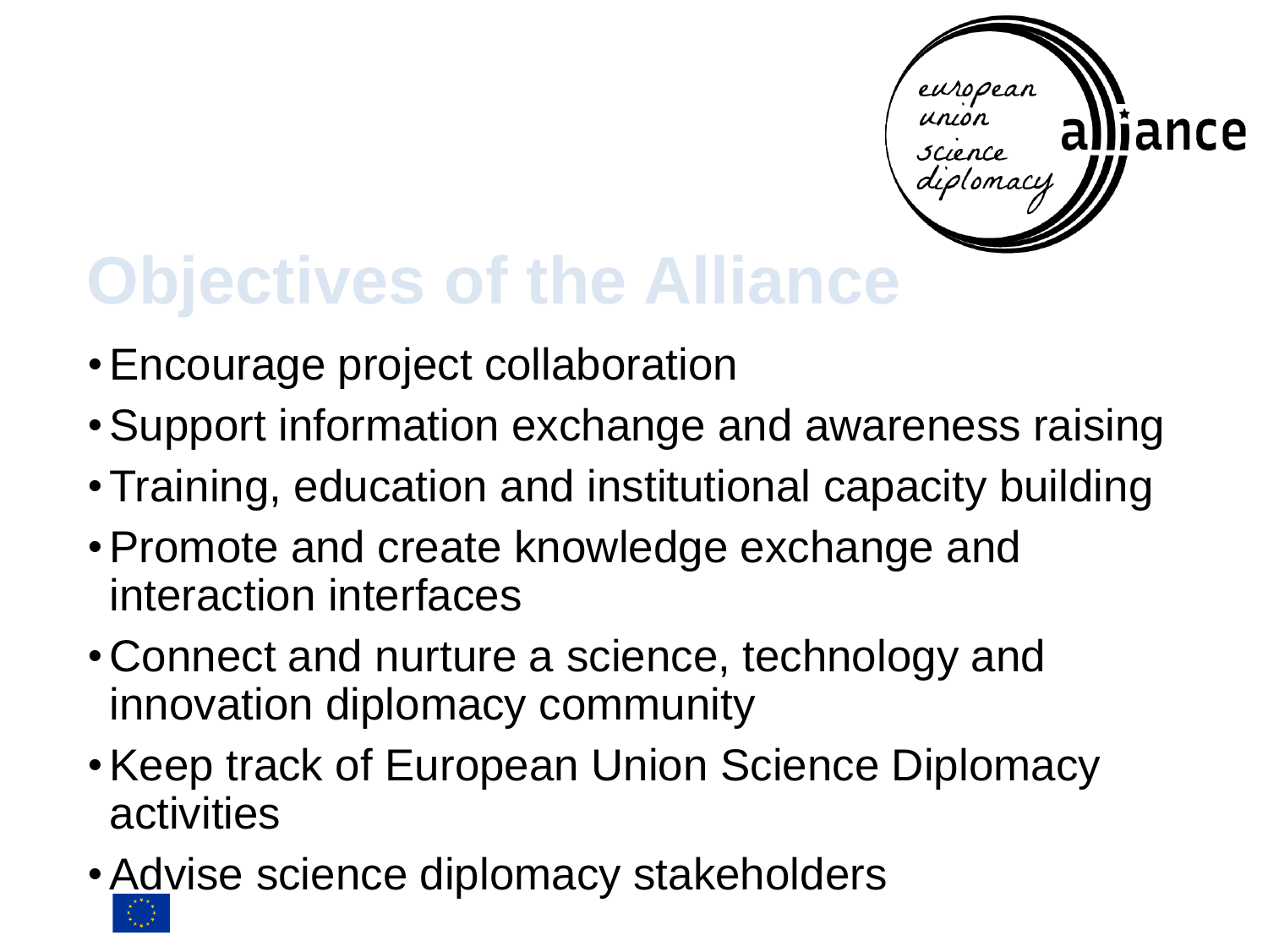# Objectives of the Alliance

- Encourage project collaboration
- Support information exchange and awareness raising
- Training, education and institutional capacity building
- Promote and create knowledge exchange and interaction interfaces
- Connect and nurture a science, technology and innovation diplomacy community
- Keep track of European Union Science Diplomacy activities
- Advise science diplomacy stakeholders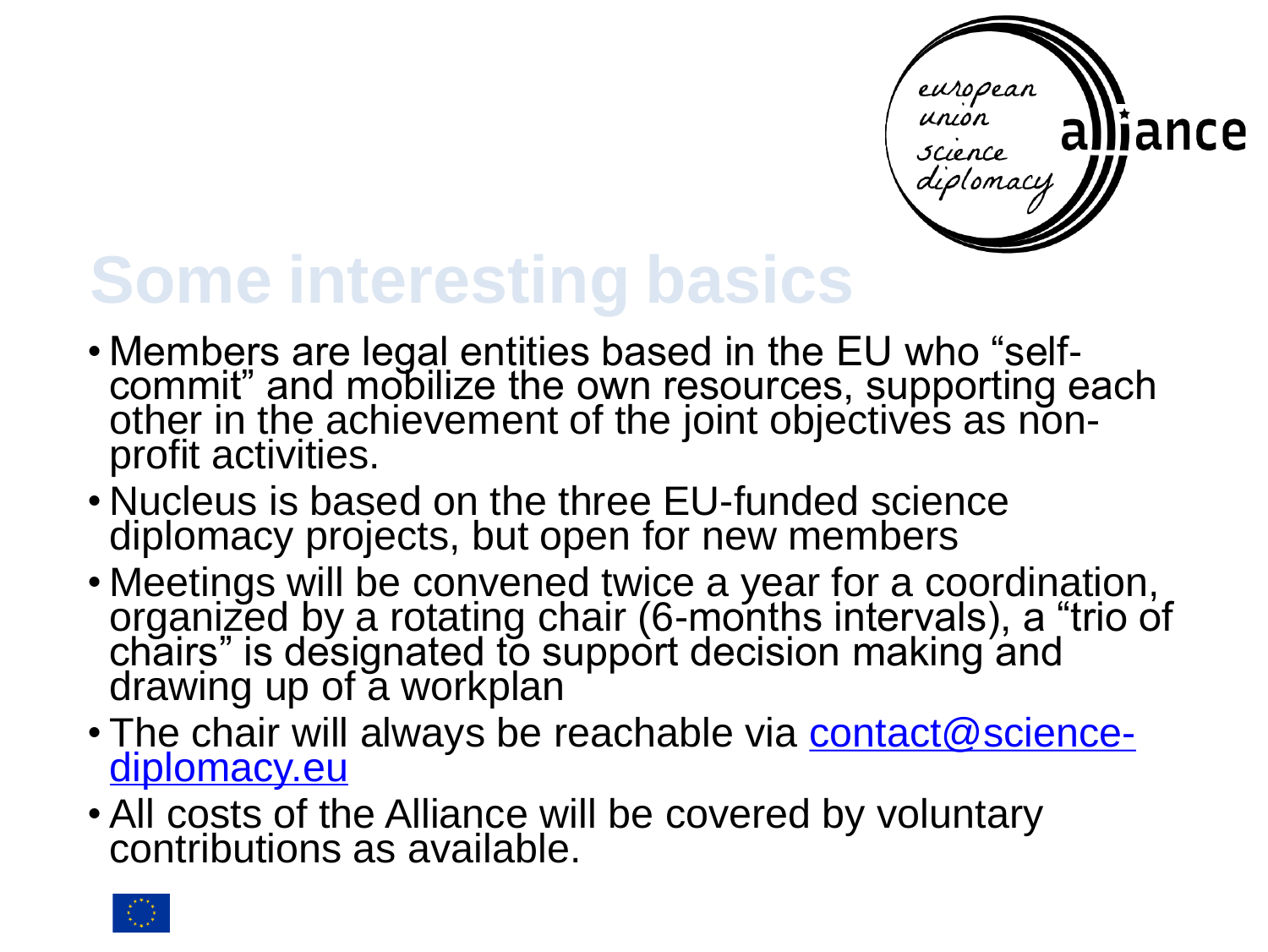# Some interesting basics

- Members are legal entities based in the EU who "self-commit" and mobilize the own resources, supporting each other in the achievement of the joint objectives as non-profit activities.
- Nucleus is based on the three EU-funded science diplomacy projects, but open for new members
- Meetings will be convened twice a year for a coordination, organized by a rotating chair (6-months intervals), a "trio of chairs" is designated to support decision making and drawing up of a workplan
- The chair will always be reachable via contact@science-diplomacy.eu
- All costs of the Alliance will be covered by voluntary contributions as available.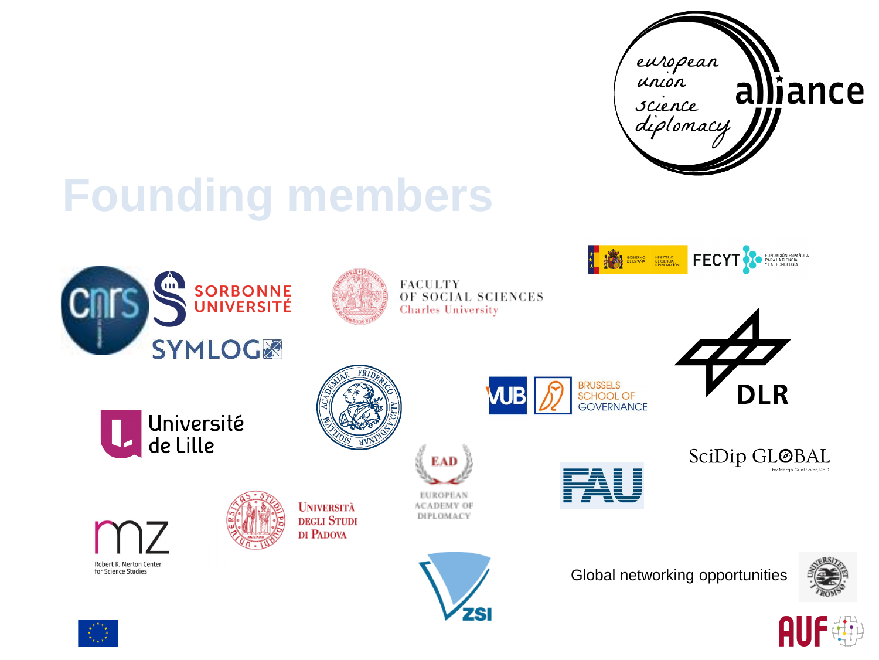european union science diplomacy alliance

# Founding members

CNRS

SORBONNE UNIVERSITÉ

SYMLOG

FACULTY OF SOCIAL SCIENCES
Charles University

GOBIERNO DE ESPAÑA

MINISTERIO DE CIENCIA E INNOVACIÓN

FECYT

FUNDACIÓN ESPAÑOLA PARA LA CIENCIA Y LA TECNOLOGÍA

DLR

Université de Lille

VUB

BRUSSELS SCHOOL OF GOVERNANCE

SciDip GLOBAL
by Marga Gual Soler, PhD

EAD
EUROPEAN ACADEMY OF DIPLOMACY

FAU

mz
Robert K. Merton Center for Science Studies

UNIVERSITÀ DEGLI STUDI DI PADOVA

ZSI

Global networking opportunities

AUF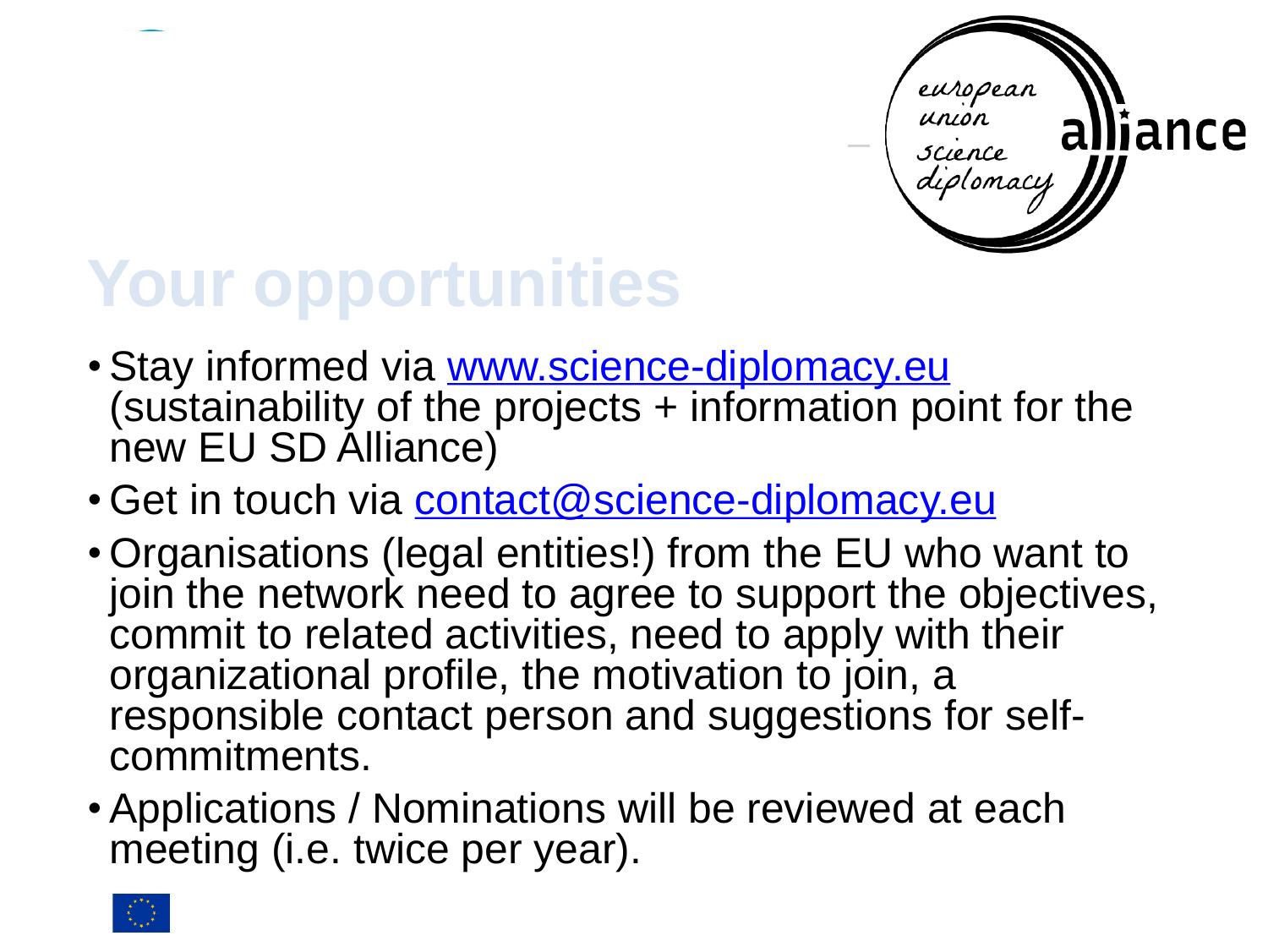# Your opportunities

- Stay informed via www.science-diplomacy.eu (sustainability of the projects + information point for the new EU SD Alliance)
- Get in touch via contact@science-diplomacy.eu
- Organisations (legal entities!) from the EU who want to join the network need to agree to support the objectives, commit to related activities, need to apply with their organizational profile, the motivation to join, a responsible contact person and suggestions for self-commitments.
- Applications / Nominations will be reviewed at each meeting (i.e. twice per year).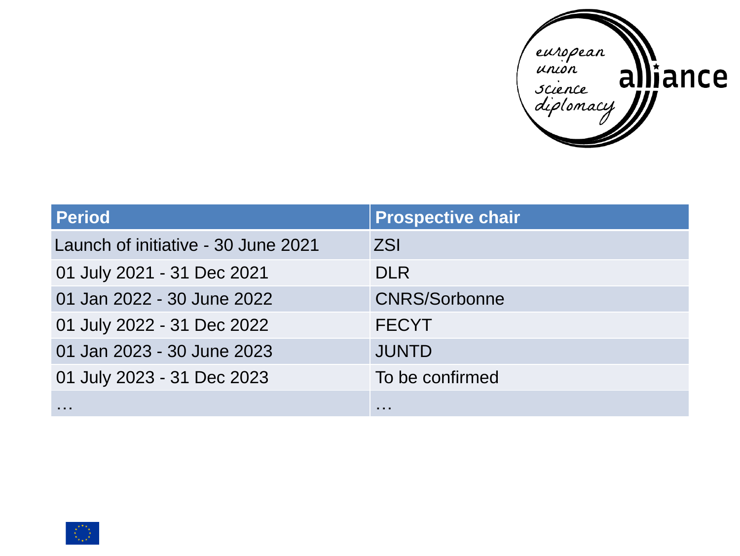| Period | Prospective chair |
| --- | --- |
| Launch of initiative - 30 June 2021 | ZSI |
| 01 July 2021 - 31 Dec 2021 | DLR |
| 01 Jan 2022 - 30 June 2022 | CNRS/Sorbonne |
| 01 July 2022 - 31 Dec 2022 | FECYT |
| 01 Jan 2023 - 30 June 2023 | JUNTD |
| 01 July 2023 - 31 Dec 2023 | To be confirmed |
| … | … |